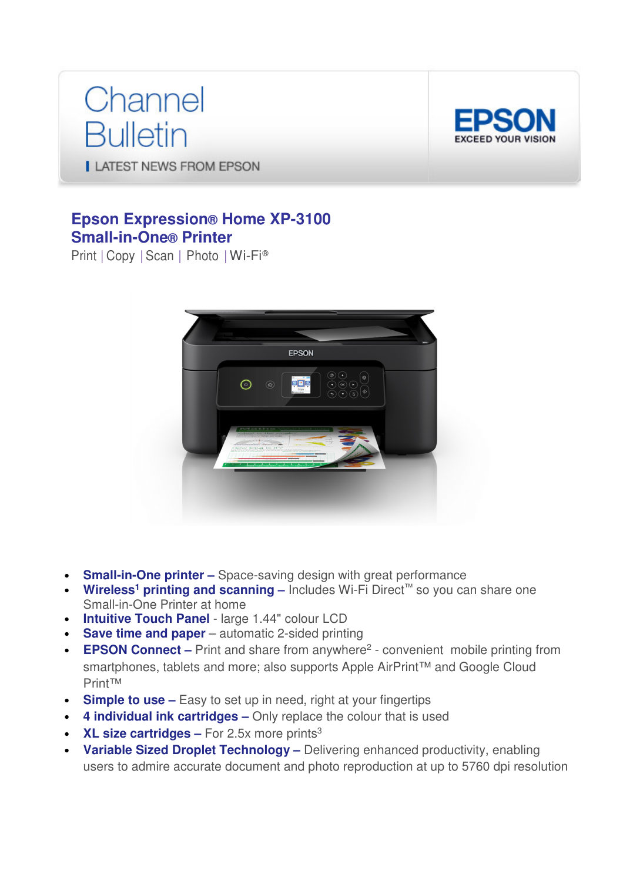# Channel Bulletin

**LATEST NEWS FROM EPSON**

EPSON
EXCEED YOUR VISION

## Epson Expression® Home XP-3100 Small-in-One® Printer

Print | Copy | Scan | Photo | Wi-Fi®

- **Small-in-One printer –** Space-saving design with great performance
- **Wireless[1] printing and scanning –** Includes Wi-Fi Direct™ so you can share one Small-in-One Printer at home
- **Intuitive Touch Panel** - large 1.44" colour LCD
- **Save time and paper** – automatic 2-sided printing
- **EPSON Connect –** Print and share from anywhere[2] - convenient mobile printing from smartphones, tablets and more; also supports Apple AirPrint™ and Google Cloud Print™
- **Simple to use –** Easy to set up in need, right at your fingertips
- **4 individual ink cartridges –** Only replace the colour that is used
- **XL size cartridges –** For 2.5x more prints[3]
- **Variable Sized Droplet Technology –** Delivering enhanced productivity, enabling users to admire accurate document and photo reproduction at up to 5760 dpi resolution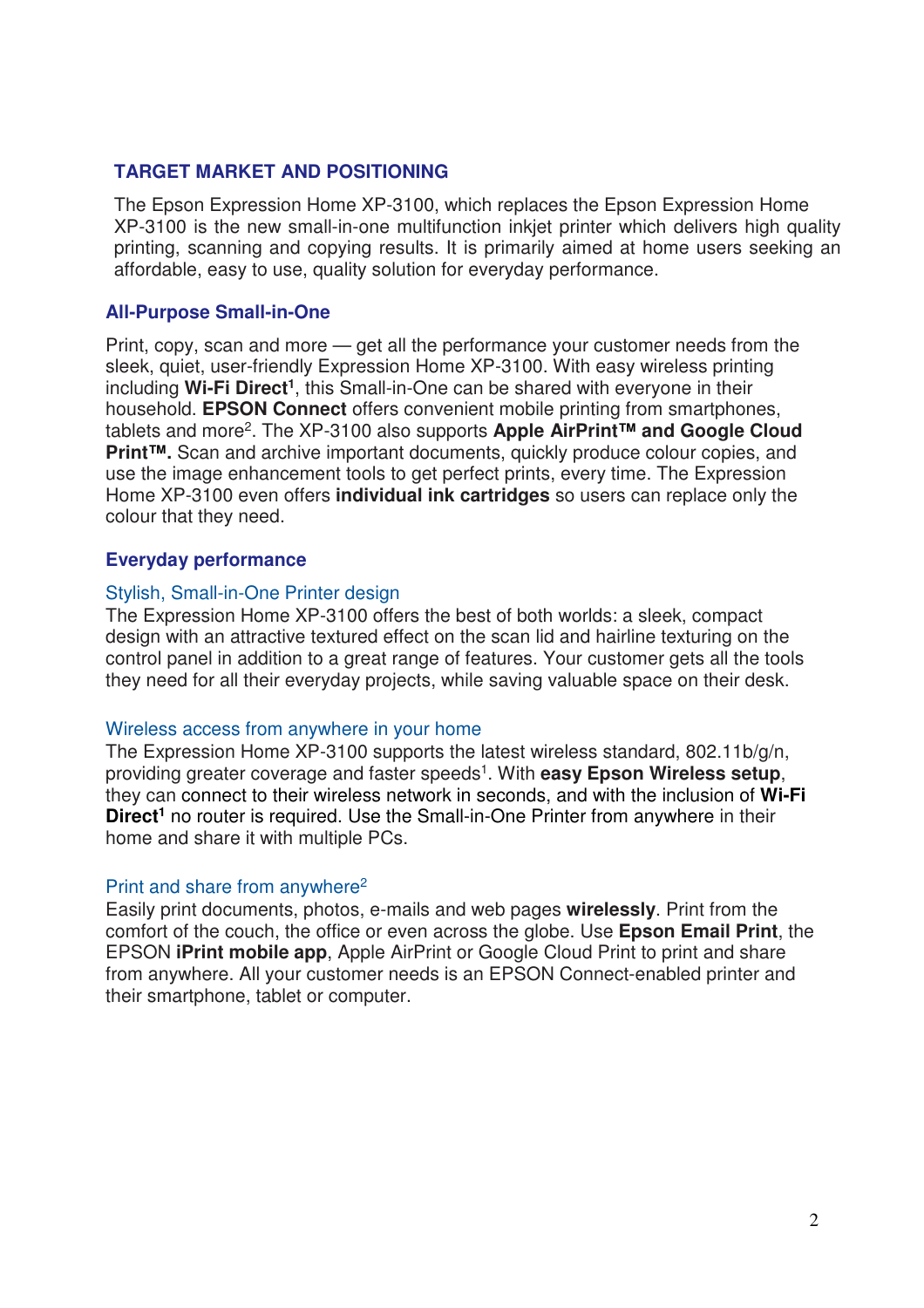## TARGET MARKET AND POSITIONING

The Epson Expression Home XP-3100, which replaces the Epson Expression Home XP-3100 is the new small-in-one multifunction inkjet printer which delivers high quality printing, scanning and copying results. It is primarily aimed at home users seeking an affordable, easy to use, quality solution for everyday performance.

### All-Purpose Small-in-One

Print, copy, scan and more — get all the performance your customer needs from the sleek, quiet, user-friendly Expression Home XP-3100. With easy wireless printing including **Wi-Fi Direct**[1], this Small-in-One can be shared with everyone in their household. **EPSON Connect** offers convenient mobile printing from smartphones, tablets and more[2]. The XP-3100 also supports **Apple AirPrint™ and Google Cloud Print™.** Scan and archive important documents, quickly produce colour copies, and use the image enhancement tools to get perfect prints, every time. The Expression Home XP-3100 even offers **individual ink cartridges** so users can replace only the colour that they need.

### Everyday performance

#### Stylish, Small-in-One Printer design

The Expression Home XP-3100 offers the best of both worlds: a sleek, compact design with an attractive textured effect on the scan lid and hairline texturing on the control panel in addition to a great range of features. Your customer gets all the tools they need for all their everyday projects, while saving valuable space on their desk.

#### Wireless access from anywhere in your home

The Expression Home XP-3100 supports the latest wireless standard, 802.11b/g/n, providing greater coverage and faster speeds[1]. With **easy Epson Wireless setup**, they can connect to their wireless network in seconds, and with the inclusion of **Wi-Fi Direct**[1] no router is required. Use the Small-in-One Printer from anywhere in their home and share it with multiple PCs.

#### Print and share from anywhere[2]

Easily print documents, photos, e-mails and web pages **wirelessly**. Print from the comfort of the couch, the office or even across the globe. Use **Epson Email Print**, the EPSON **iPrint mobile app**, Apple AirPrint or Google Cloud Print to print and share from anywhere. All your customer needs is an EPSON Connect-enabled printer and their smartphone, tablet or computer.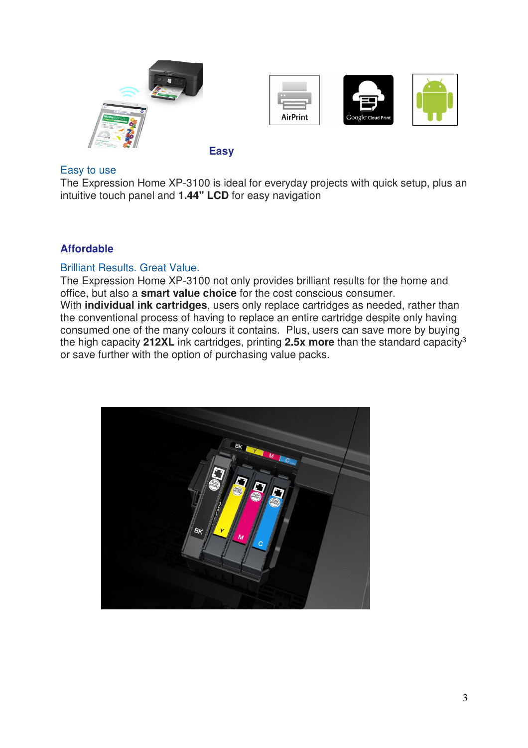## Easy

### Easy to use

The Expression Home XP-3100 is ideal for everyday projects with quick setup, plus an intuitive touch panel and **1.44" LCD** for easy navigation

## Affordable

### Brilliant Results. Great Value.

The Expression Home XP-3100 not only provides brilliant results for the home and office, but also a **smart value choice** for the cost conscious consumer.
With **individual ink cartridges**, users only replace cartridges as needed, rather than the conventional process of having to replace an entire cartridge despite only having consumed one of the many colours it contains. Plus, users can save more by buying the high capacity **212XL** ink cartridges, printing **2.5x more** than the standard capacity[3] or save further with the option of purchasing value packs.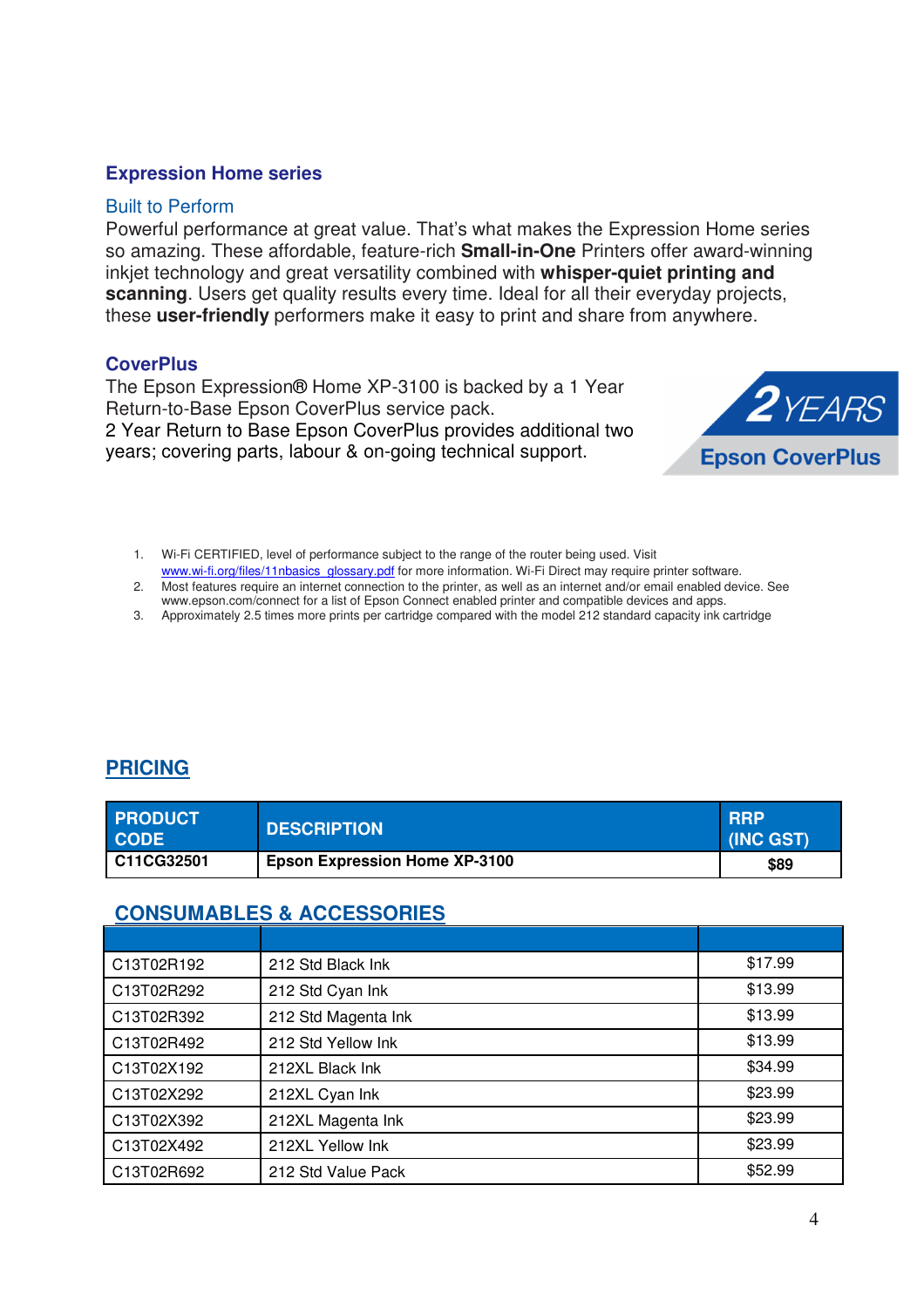## Expression Home series

### Built to Perform

Powerful performance at great value. That's what makes the Expression Home series so amazing. These affordable, feature-rich **Small-in-One** Printers offer award-winning inkjet technology and great versatility combined with **whisper-quiet printing and scanning**. Users get quality results every time. Ideal for all their everyday projects, these **user-friendly** performers make it easy to print and share from anywhere.

### CoverPlus

The Epson Expression® Home XP-3100 is backed by a 1 Year Return-to-Base Epson CoverPlus service pack.
2 Year Return to Base Epson CoverPlus provides additional two years; covering parts, labour & on-going technical support.

2 YEARS Epson CoverPlus

1. Wi-Fi CERTIFIED, level of performance subject to the range of the router being used. Visit www.wi-fi.org/files/11nbasics_glossary.pdf for more information. Wi-Fi Direct may require printer software.
2. Most features require an internet connection to the printer, as well as an internet and/or email enabled device. See www.epson.com/connect for a list of Epson Connect enabled printer and compatible devices and apps.
3. Approximately 2.5 times more prints per cartridge compared with the model 212 standard capacity ink cartridge

## PRICING

| PRODUCT CODE | DESCRIPTION | RRP (INC GST) |
|---|---|---|
| **C11CG32501** | **Epson Expression Home XP-3100** | **$89** |

## CONSUMABLES & ACCESSORIES

| | | |
|---|---|---|
| C13T02R192 | 212 Std Black Ink | $17.99 |
| C13T02R292 | 212 Std Cyan Ink | $13.99 |
| C13T02R392 | 212 Std Magenta Ink | $13.99 |
| C13T02R492 | 212 Std Yellow Ink | $13.99 |
| C13T02X192 | 212XL Black Ink | $34.99 |
| C13T02X292 | 212XL Cyan Ink | $23.99 |
| C13T02X392 | 212XL Magenta Ink | $23.99 |
| C13T02X492 | 212XL Yellow Ink | $23.99 |
| C13T02R692 | 212 Std Value Pack | $52.99 |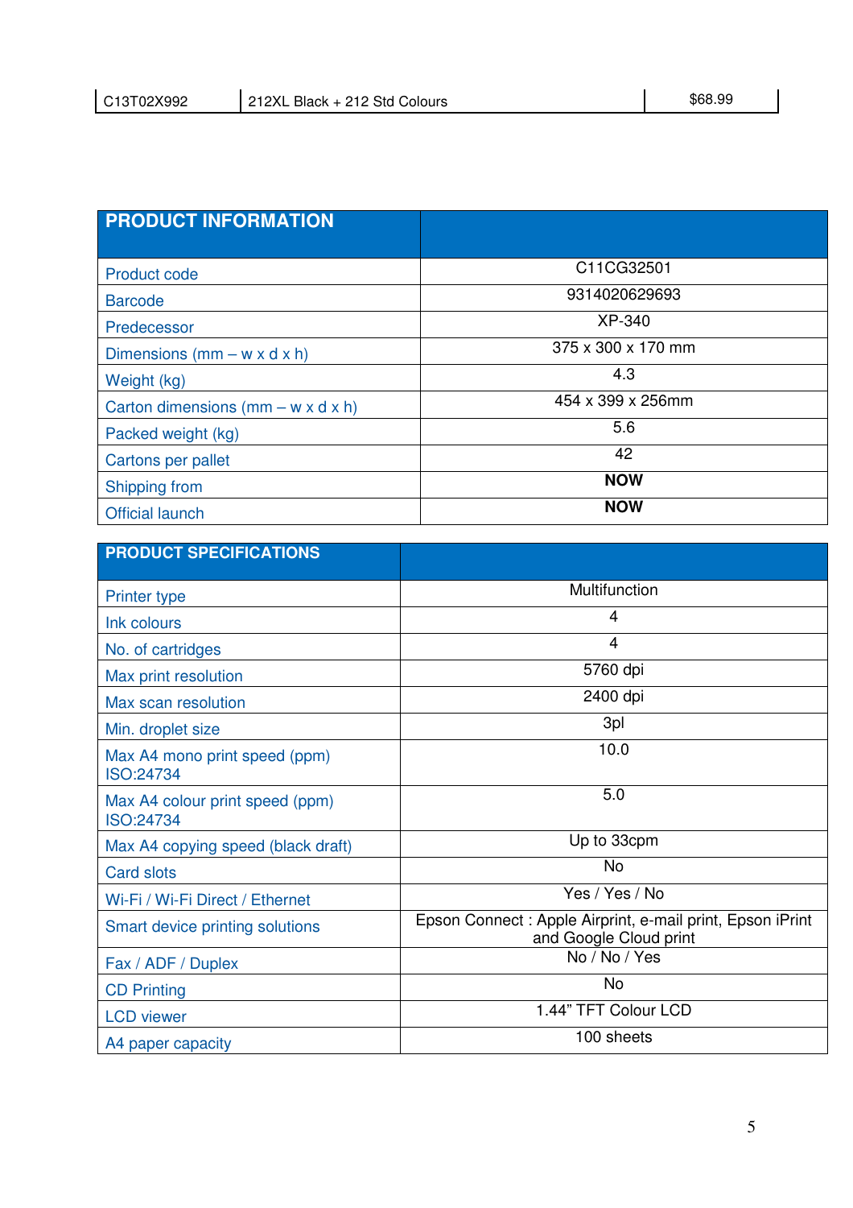| | | |
|---|---|---|
| C13T02X992 | 212XL Black + 212 Std Colours | $68.99 |

| PRODUCT INFORMATION | |
|---|---|
| Product code | C11CG32501 |
| Barcode | 9314020629693 |
| Predecessor | XP-340 |
| Dimensions (mm – w x d x h) | 375 x 300 x 170 mm |
| Weight (kg) | 4.3 |
| Carton dimensions (mm – w x d x h) | 454 x 399 x 256mm |
| Packed weight (kg) | 5.6 |
| Cartons per pallet | 42 |
| Shipping from | **NOW** |
| Official launch | **NOW** |

| PRODUCT SPECIFICATIONS | |
|---|---|
| Printer type | Multifunction |
| Ink colours | 4 |
| No. of cartridges | 4 |
| Max print resolution | 5760 dpi |
| Max scan resolution | 2400 dpi |
| Min. droplet size | 3pl |
| Max A4 mono print speed (ppm) ISO:24734 | 10.0 |
| Max A4 colour print speed (ppm) ISO:24734 | 5.0 |
| Max A4 copying speed (black draft) | Up to 33cpm |
| Card slots | No |
| Wi-Fi / Wi-Fi Direct / Ethernet | Yes / Yes / No |
| Smart device printing solutions | Epson Connect : Apple Airprint, e-mail print, Epson iPrint and Google Cloud print |
| Fax / ADF / Duplex | No / No / Yes |
| CD Printing | No |
| LCD viewer | 1.44" TFT Colour LCD |
| A4 paper capacity | 100 sheets |